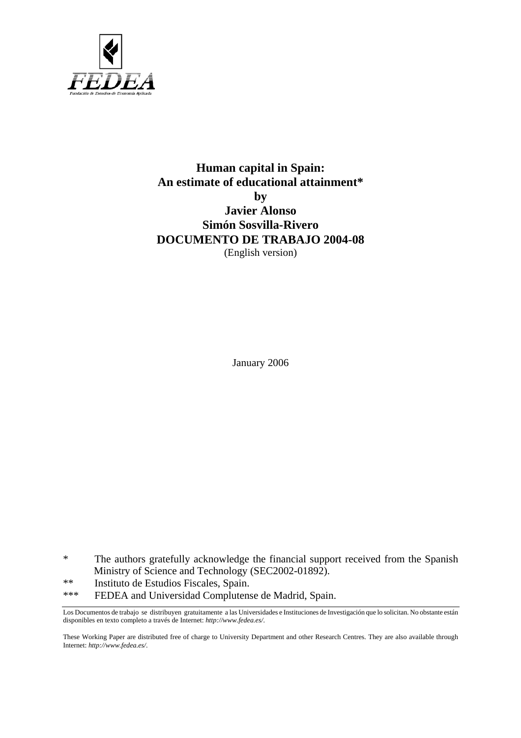FEDEA

Fundación de Estudios de Economía Aplicada

# Human capital in Spain: An estimate of educational attainment*

**by**

**Javier Alonso**

**Simón Sosvilla-Rivero**

**DOCUMENTO DE TRABAJO 2004-08**

(English version)

January 2006

\* The authors gratefully acknowledge the financial support received from the Spanish Ministry of Science and Technology (SEC2002-01892).

\*\* Instituto de Estudios Fiscales, Spain.

\*\*\* FEDEA and Universidad Complutense de Madrid, Spain.

---

Los Documentos de trabajo se distribuyen gratuitamente a las Universidades e Instituciones de Investigación que lo solicitan. No obstante están disponibles en texto completo a través de Internet: *http://www.fedea.es/*.

These Working Paper are distributed free of charge to University Department and other Research Centres. They are also available through Internet: *http://www.fedea.es/*.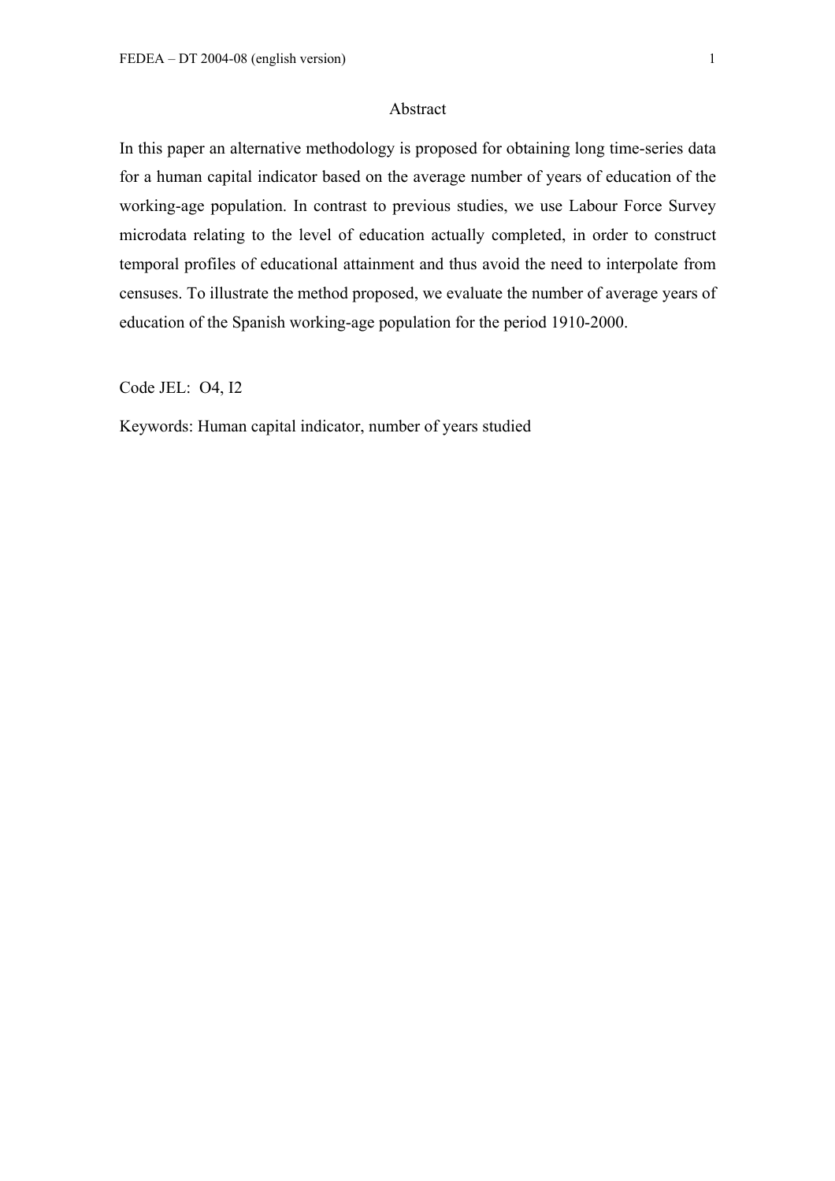## Abstract

In this paper an alternative methodology is proposed for obtaining long time-series data for a human capital indicator based on the average number of years of education of the working-age population. In contrast to previous studies, we use Labour Force Survey microdata relating to the level of education actually completed, in order to construct temporal profiles of educational attainment and thus avoid the need to interpolate from censuses. To illustrate the method proposed, we evaluate the number of average years of education of the Spanish working-age population for the period 1910-2000.

Code JEL: O4, I2

Keywords: Human capital indicator, number of years studied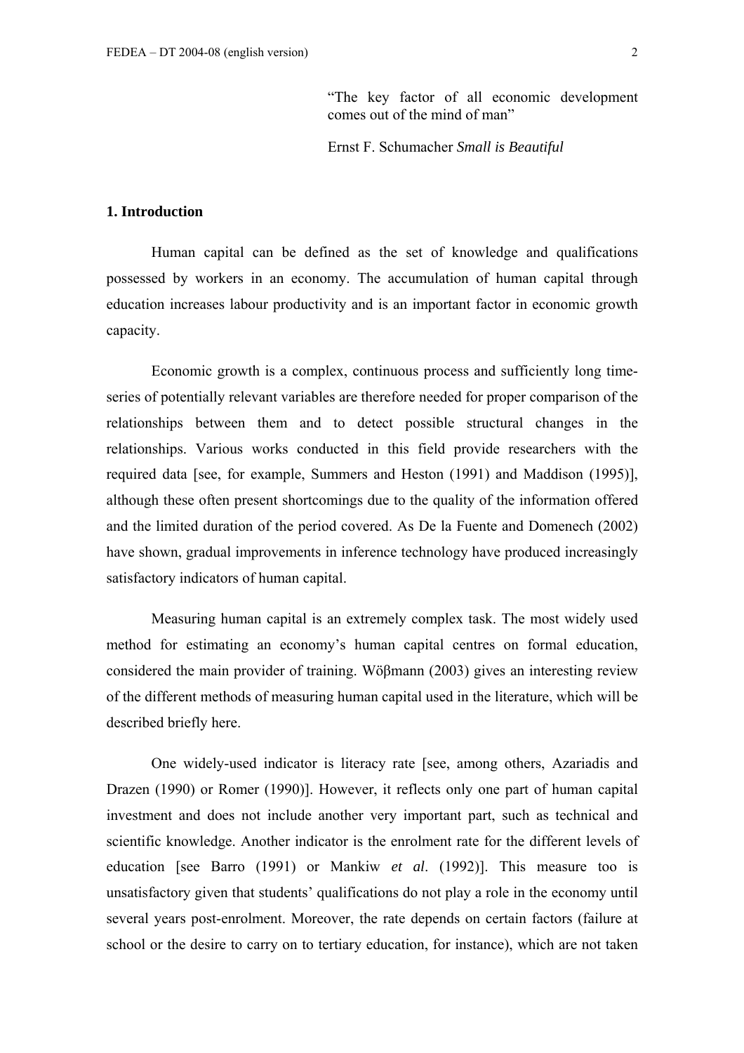> "The key factor of all economic development comes out of the mind of man"
>
> Ernst F. Schumacher *Small is Beautiful*

## 1. Introduction

Human capital can be defined as the set of knowledge and qualifications possessed by workers in an economy. The accumulation of human capital through education increases labour productivity and is an important factor in economic growth capacity.

Economic growth is a complex, continuous process and sufficiently long time-series of potentially relevant variables are therefore needed for proper comparison of the relationships between them and to detect possible structural changes in the relationships. Various works conducted in this field provide researchers with the required data [see, for example, Summers and Heston (1991) and Maddison (1995)], although these often present shortcomings due to the quality of the information offered and the limited duration of the period covered. As De la Fuente and Domenech (2002) have shown, gradual improvements in inference technology have produced increasingly satisfactory indicators of human capital.

Measuring human capital is an extremely complex task. The most widely used method for estimating an economy's human capital centres on formal education, considered the main provider of training. Wößmann (2003) gives an interesting review of the different methods of measuring human capital used in the literature, which will be described briefly here.

One widely-used indicator is literacy rate [see, among others, Azariadis and Drazen (1990) or Romer (1990)]. However, it reflects only one part of human capital investment and does not include another very important part, such as technical and scientific knowledge. Another indicator is the enrolment rate for the different levels of education [see Barro (1991) or Mankiw *et al*. (1992)]. This measure too is unsatisfactory given that students' qualifications do not play a role in the economy until several years post-enrolment. Moreover, the rate depends on certain factors (failure at school or the desire to carry on to tertiary education, for instance), which are not taken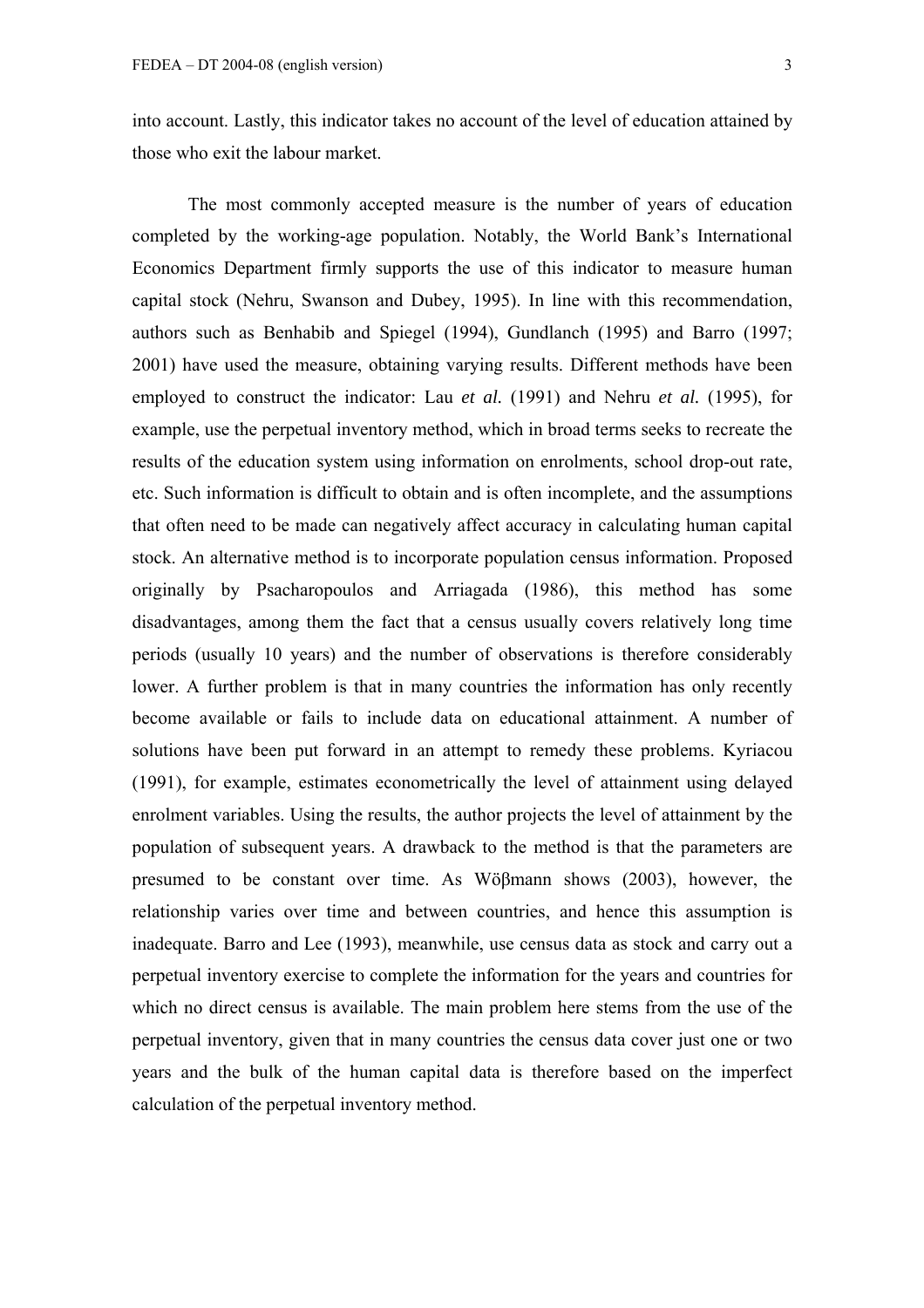into account. Lastly, this indicator takes no account of the level of education attained by those who exit the labour market.

The most commonly accepted measure is the number of years of education completed by the working-age population. Notably, the World Bank's International Economics Department firmly supports the use of this indicator to measure human capital stock (Nehru, Swanson and Dubey, 1995). In line with this recommendation, authors such as Benhabib and Spiegel (1994), Gundlanch (1995) and Barro (1997; 2001) have used the measure, obtaining varying results. Different methods have been employed to construct the indicator: Lau *et al.* (1991) and Nehru *et al.* (1995), for example, use the perpetual inventory method, which in broad terms seeks to recreate the results of the education system using information on enrolments, school drop-out rate, etc. Such information is difficult to obtain and is often incomplete, and the assumptions that often need to be made can negatively affect accuracy in calculating human capital stock. An alternative method is to incorporate population census information. Proposed originally by Psacharopoulos and Arriagada (1986), this method has some disadvantages, among them the fact that a census usually covers relatively long time periods (usually 10 years) and the number of observations is therefore considerably lower. A further problem is that in many countries the information has only recently become available or fails to include data on educational attainment. A number of solutions have been put forward in an attempt to remedy these problems. Kyriacou (1991), for example, estimates econometrically the level of attainment using delayed enrolment variables. Using the results, the author projects the level of attainment by the population of subsequent years. A drawback to the method is that the parameters are presumed to be constant over time. As Wößmann shows (2003), however, the relationship varies over time and between countries, and hence this assumption is inadequate. Barro and Lee (1993), meanwhile, use census data as stock and carry out a perpetual inventory exercise to complete the information for the years and countries for which no direct census is available. The main problem here stems from the use of the perpetual inventory, given that in many countries the census data cover just one or two years and the bulk of the human capital data is therefore based on the imperfect calculation of the perpetual inventory method.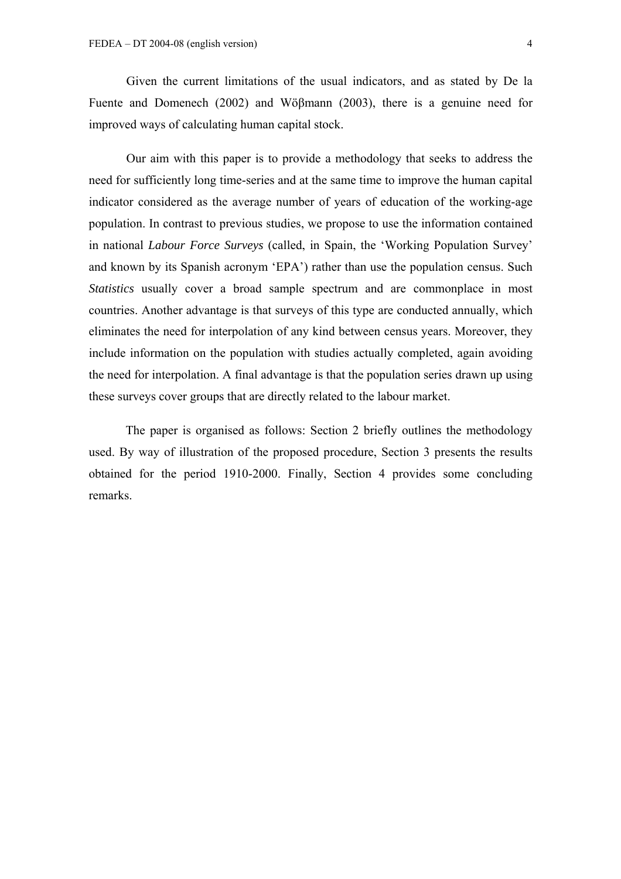Given the current limitations of the usual indicators, and as stated by De la Fuente and Domenech (2002) and Wöβmann (2003), there is a genuine need for improved ways of calculating human capital stock.

Our aim with this paper is to provide a methodology that seeks to address the need for sufficiently long time-series and at the same time to improve the human capital indicator considered as the average number of years of education of the working-age population. In contrast to previous studies, we propose to use the information contained in national *Labour Force Surveys* (called, in Spain, the 'Working Population Survey' and known by its Spanish acronym 'EPA') rather than use the population census. Such *Statistics* usually cover a broad sample spectrum and are commonplace in most countries. Another advantage is that surveys of this type are conducted annually, which eliminates the need for interpolation of any kind between census years. Moreover, they include information on the population with studies actually completed, again avoiding the need for interpolation. A final advantage is that the population series drawn up using these surveys cover groups that are directly related to the labour market.

The paper is organised as follows: Section 2 briefly outlines the methodology used. By way of illustration of the proposed procedure, Section 3 presents the results obtained for the period 1910-2000. Finally, Section 4 provides some concluding remarks.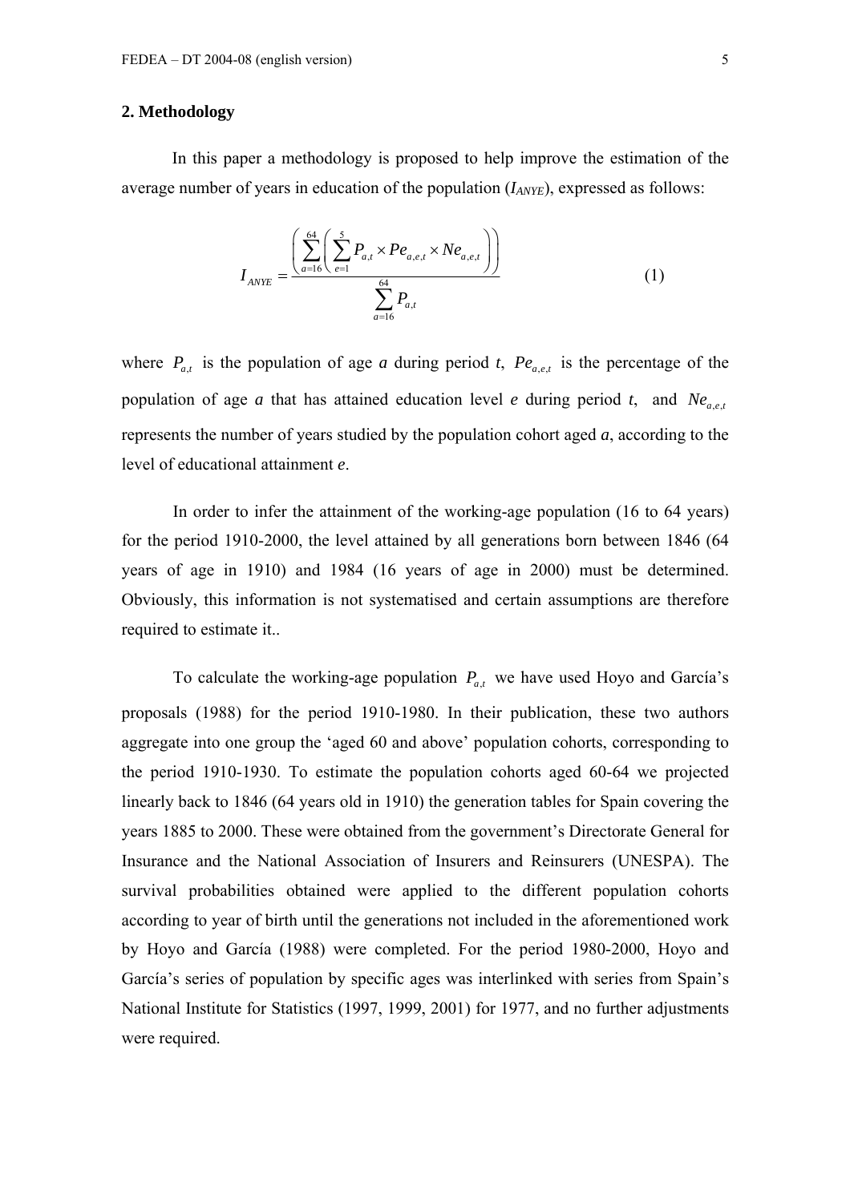## 2. Methodology

In this paper a methodology is proposed to help improve the estimation of the average number of years in education of the population ($I_{ANYE}$), expressed as follows:

$$I_{ANYE} = \frac{\left( \sum_{a=16}^{64} \left( \sum_{e=1}^{5} P_{a,t} \times Pe_{a,e,t} \times Ne_{a,e,t} \right) \right)}{\sum_{a=16}^{64} P_{a,t}} \qquad (1)$$

where $P_{a,t}$ is the population of age ***a*** during period ***t***, $Pe_{a,e,t}$ is the percentage of the population of age ***a*** that has attained education level ***e*** during period ***t***, and $Ne_{a,e,t}$ represents the number of years studied by the population cohort aged ***a***, according to the level of educational attainment ***e***.

In order to infer the attainment of the working-age population (16 to 64 years) for the period 1910-2000, the level attained by all generations born between 1846 (64 years of age in 1910) and 1984 (16 years of age in 2000) must be determined. Obviously, this information is not systematised and certain assumptions are therefore required to estimate it..

To calculate the working-age population $P_{a,t}$ we have used Hoyo and García's proposals (1988) for the period 1910-1980. In their publication, these two authors aggregate into one group the 'aged 60 and above' population cohorts, corresponding to the period 1910-1930. To estimate the population cohorts aged 60-64 we projected linearly back to 1846 (64 years old in 1910) the generation tables for Spain covering the years 1885 to 2000. These were obtained from the government's Directorate General for Insurance and the National Association of Insurers and Reinsurers (UNESPA). The survival probabilities obtained were applied to the different population cohorts according to year of birth until the generations not included in the aforementioned work by Hoyo and García (1988) were completed. For the period 1980-2000, Hoyo and García's series of population by specific ages was interlinked with series from Spain's National Institute for Statistics (1997, 1999, 2001) for 1977, and no further adjustments were required.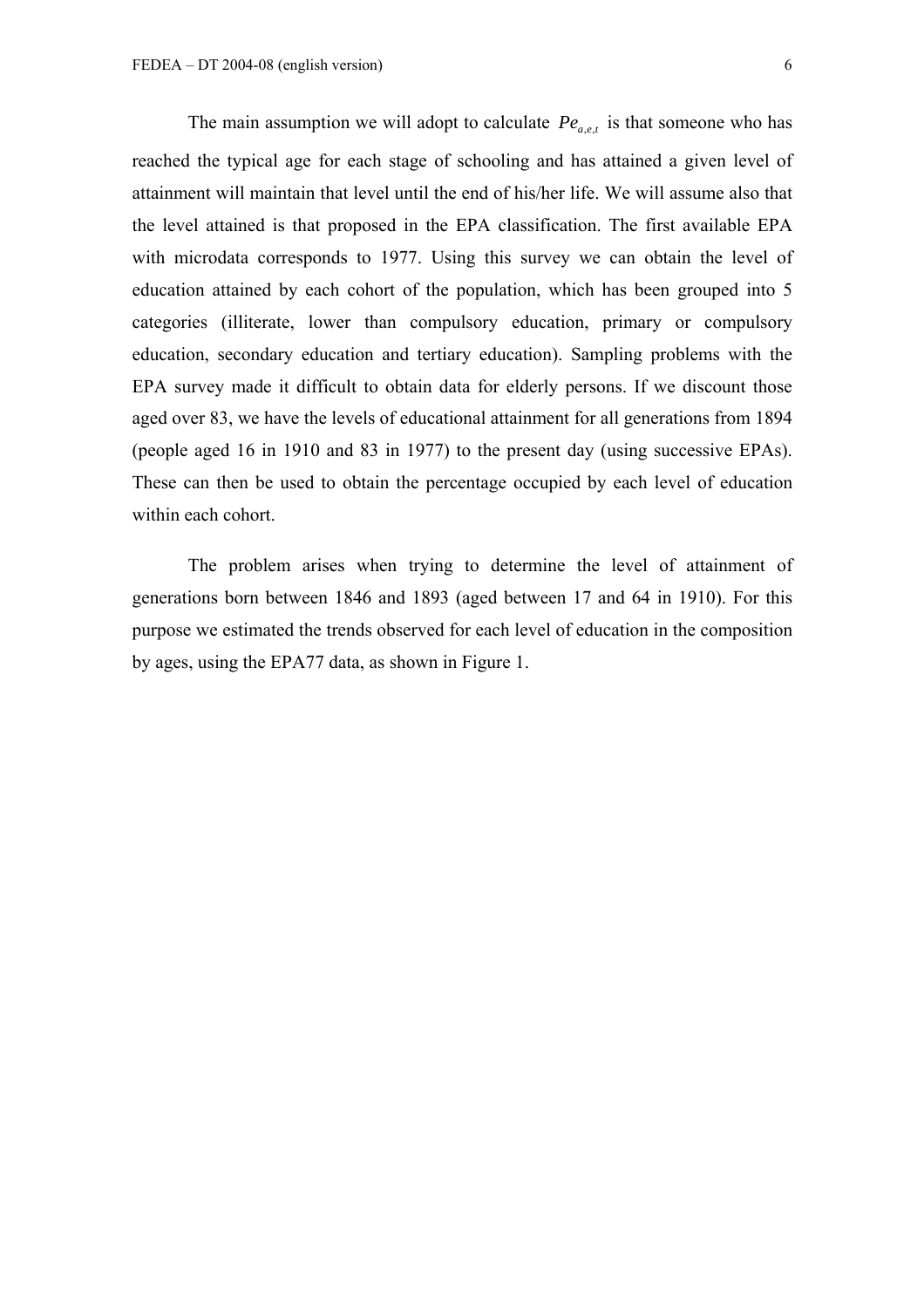The main assumption we will adopt to calculate $Pe_{a,e,t}$ is that someone who has reached the typical age for each stage of schooling and has attained a given level of attainment will maintain that level until the end of his/her life. We will assume also that the level attained is that proposed in the EPA classification. The first available EPA with microdata corresponds to 1977. Using this survey we can obtain the level of education attained by each cohort of the population, which has been grouped into 5 categories (illiterate, lower than compulsory education, primary or compulsory education, secondary education and tertiary education). Sampling problems with the EPA survey made it difficult to obtain data for elderly persons. If we discount those aged over 83, we have the levels of educational attainment for all generations from 1894 (people aged 16 in 1910 and 83 in 1977) to the present day (using successive EPAs). These can then be used to obtain the percentage occupied by each level of education within each cohort.

The problem arises when trying to determine the level of attainment of generations born between 1846 and 1893 (aged between 17 and 64 in 1910). For this purpose we estimated the trends observed for each level of education in the composition by ages, using the EPA77 data, as shown in Figure 1.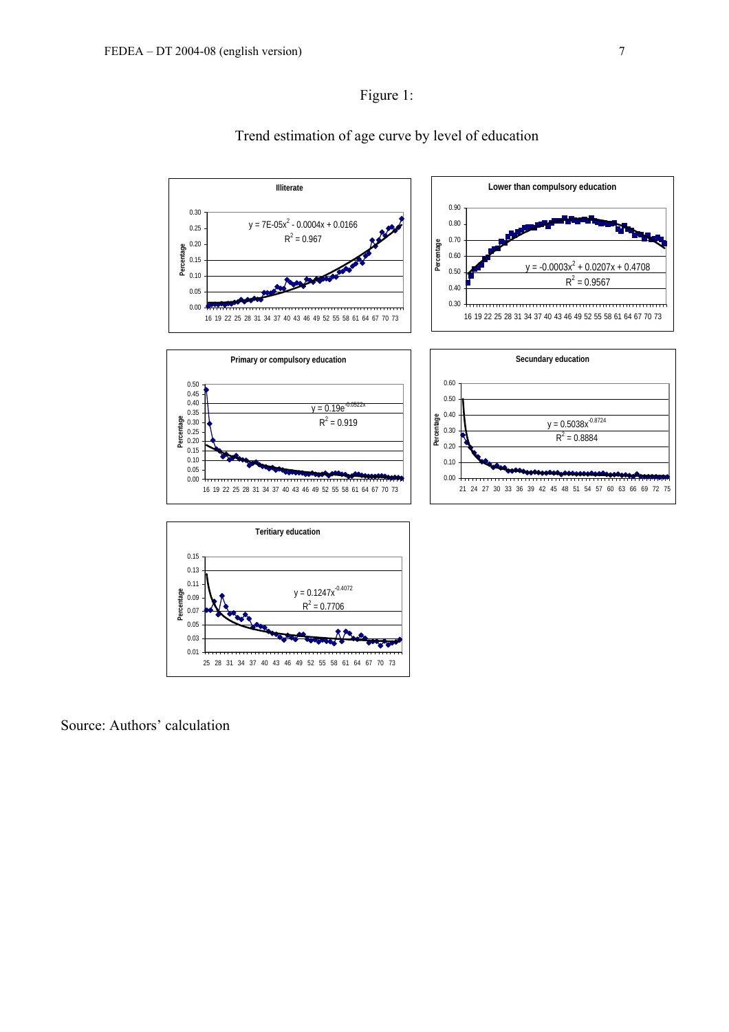Figure 1:

Trend estimation of age curve by level of education

Source: Authors' calculation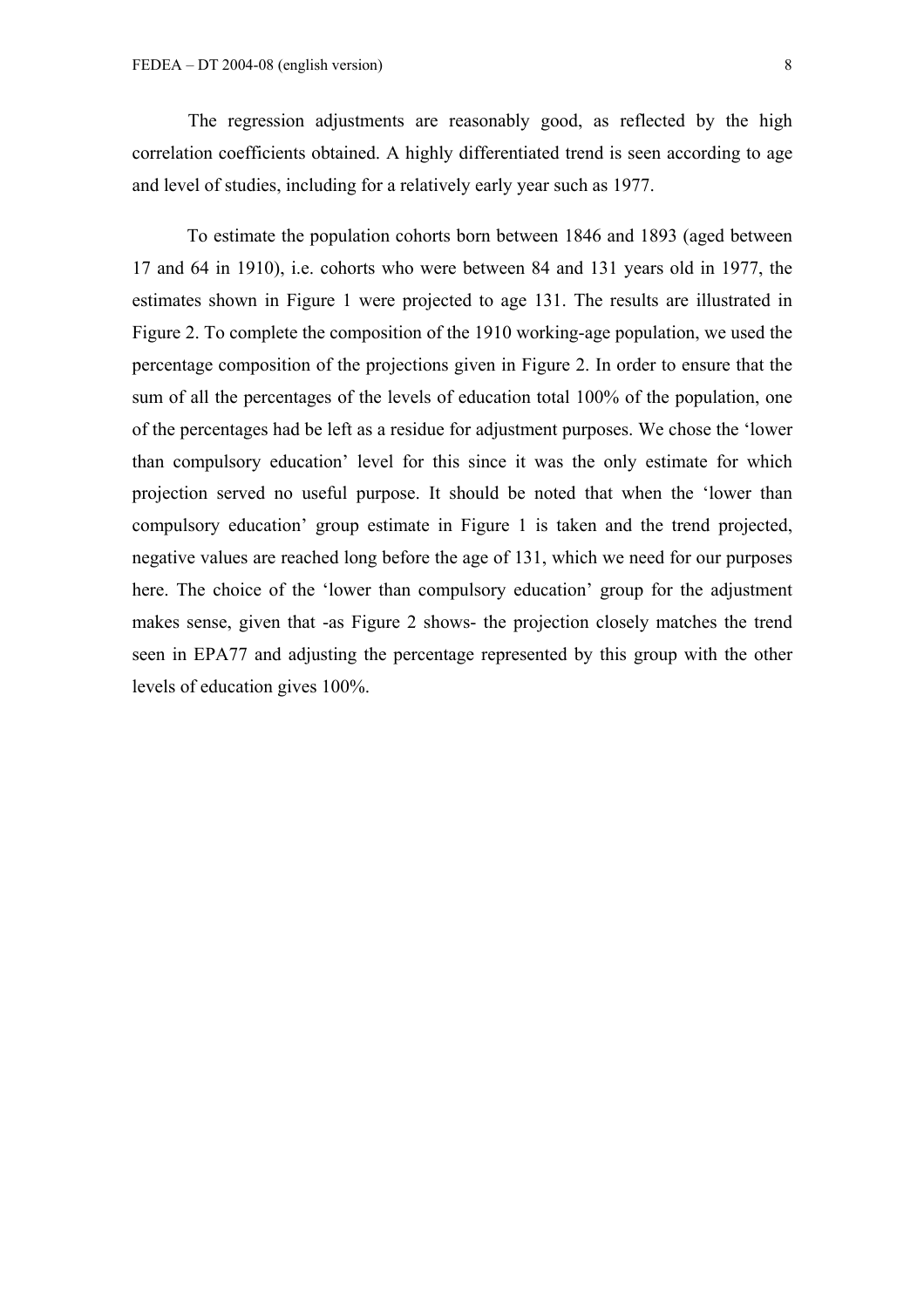The regression adjustments are reasonably good, as reflected by the high correlation coefficients obtained. A highly differentiated trend is seen according to age and level of studies, including for a relatively early year such as 1977.

To estimate the population cohorts born between 1846 and 1893 (aged between 17 and 64 in 1910), i.e. cohorts who were between 84 and 131 years old in 1977, the estimates shown in Figure 1 were projected to age 131. The results are illustrated in Figure 2. To complete the composition of the 1910 working-age population, we used the percentage composition of the projections given in Figure 2. In order to ensure that the sum of all the percentages of the levels of education total 100% of the population, one of the percentages had be left as a residue for adjustment purposes. We chose the 'lower than compulsory education' level for this since it was the only estimate for which projection served no useful purpose. It should be noted that when the 'lower than compulsory education' group estimate in Figure 1 is taken and the trend projected, negative values are reached long before the age of 131, which we need for our purposes here. The choice of the 'lower than compulsory education' group for the adjustment makes sense, given that -as Figure 2 shows- the projection closely matches the trend seen in EPA77 and adjusting the percentage represented by this group with the other levels of education gives 100%.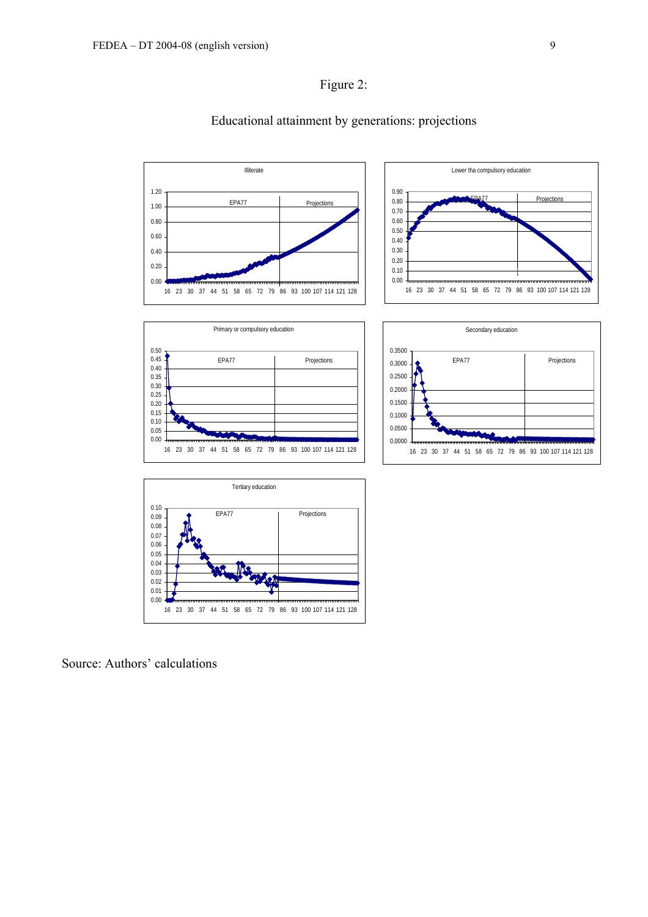Figure 2:

Educational attainment by generations: projections

Source: Authors' calculations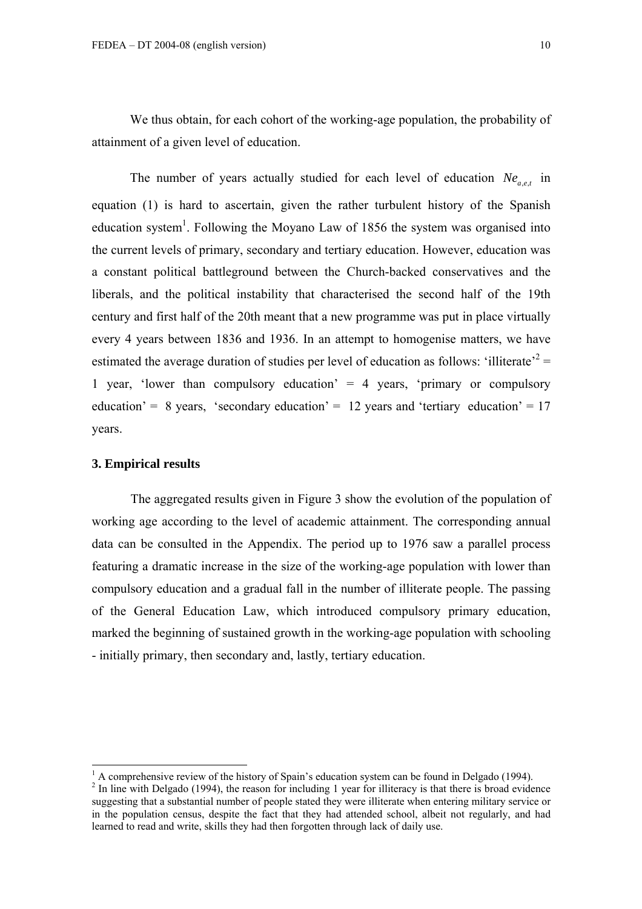We thus obtain, for each cohort of the working-age population, the probability of attainment of a given level of education.

The number of years actually studied for each level of education $Ne_{a,e,t}$ in equation (1) is hard to ascertain, given the rather turbulent history of the Spanish education system[1]. Following the Moyano Law of 1856 the system was organised into the current levels of primary, secondary and tertiary education. However, education was a constant political battleground between the Church-backed conservatives and the liberals, and the political instability that characterised the second half of the 19th century and first half of the 20th meant that a new programme was put in place virtually every 4 years between 1836 and 1936. In an attempt to homogenise matters, we have estimated the average duration of studies per level of education as follows: 'illiterate'[2] = 1 year, 'lower than compulsory education' = 4 years, 'primary or compulsory education' = 8 years, 'secondary education' = 12 years and 'tertiary education' = 17 years.

### 3. Empirical results

The aggregated results given in Figure 3 show the evolution of the population of working age according to the level of academic attainment. The corresponding annual data can be consulted in the Appendix. The period up to 1976 saw a parallel process featuring a dramatic increase in the size of the working-age population with lower than compulsory education and a gradual fall in the number of illiterate people. The passing of the General Education Law, which introduced compulsory primary education, marked the beginning of sustained growth in the working-age population with schooling - initially primary, then secondary and, lastly, tertiary education.

---

[1] A comprehensive review of the history of Spain's education system can be found in Delgado (1994).

[2] In line with Delgado (1994), the reason for including 1 year for illiteracy is that there is broad evidence suggesting that a substantial number of people stated they were illiterate when entering military service or in the population census, despite the fact that they had attended school, albeit not regularly, and had learned to read and write, skills they had then forgotten through lack of daily use.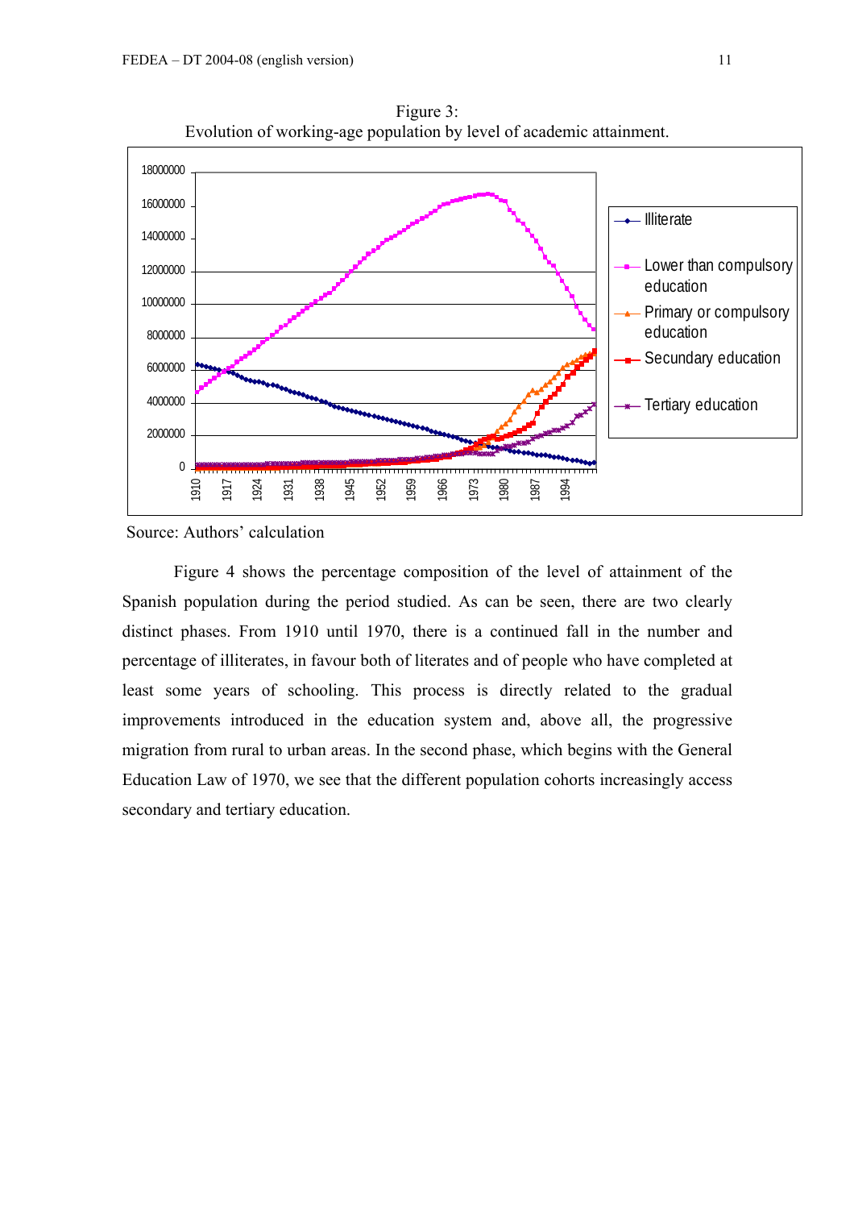Figure 3:
Evolution of working-age population by level of academic attainment.

Source: Authors' calculation

Figure 4 shows the percentage composition of the level of attainment of the Spanish population during the period studied. As can be seen, there are two clearly distinct phases. From 1910 until 1970, there is a continued fall in the number and percentage of illiterates, in favour both of literates and of people who have completed at least some years of schooling. This process is directly related to the gradual improvements introduced in the education system and, above all, the progressive migration from rural to urban areas. In the second phase, which begins with the General Education Law of 1970, we see that the different population cohorts increasingly access secondary and tertiary education.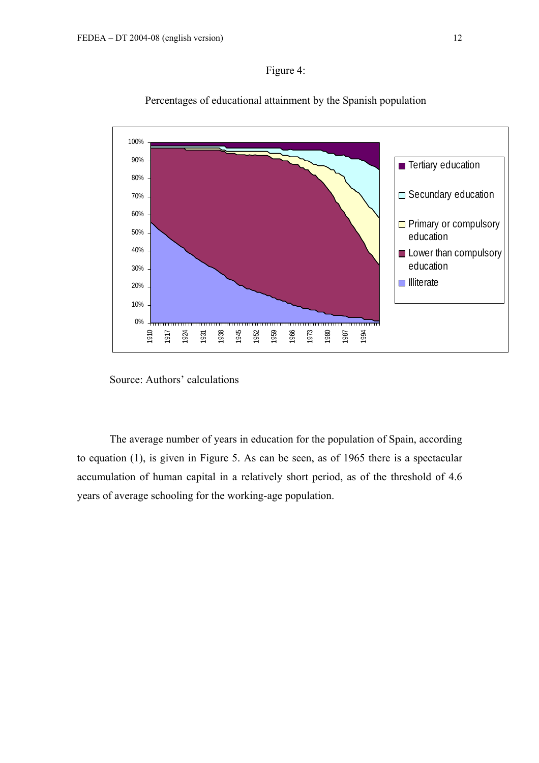Figure 4:

Percentages of educational attainment by the Spanish population

Source: Authors' calculations

The average number of years in education for the population of Spain, according to equation (1), is given in Figure 5. As can be seen, as of 1965 there is a spectacular accumulation of human capital in a relatively short period, as of the threshold of 4.6 years of average schooling for the working-age population.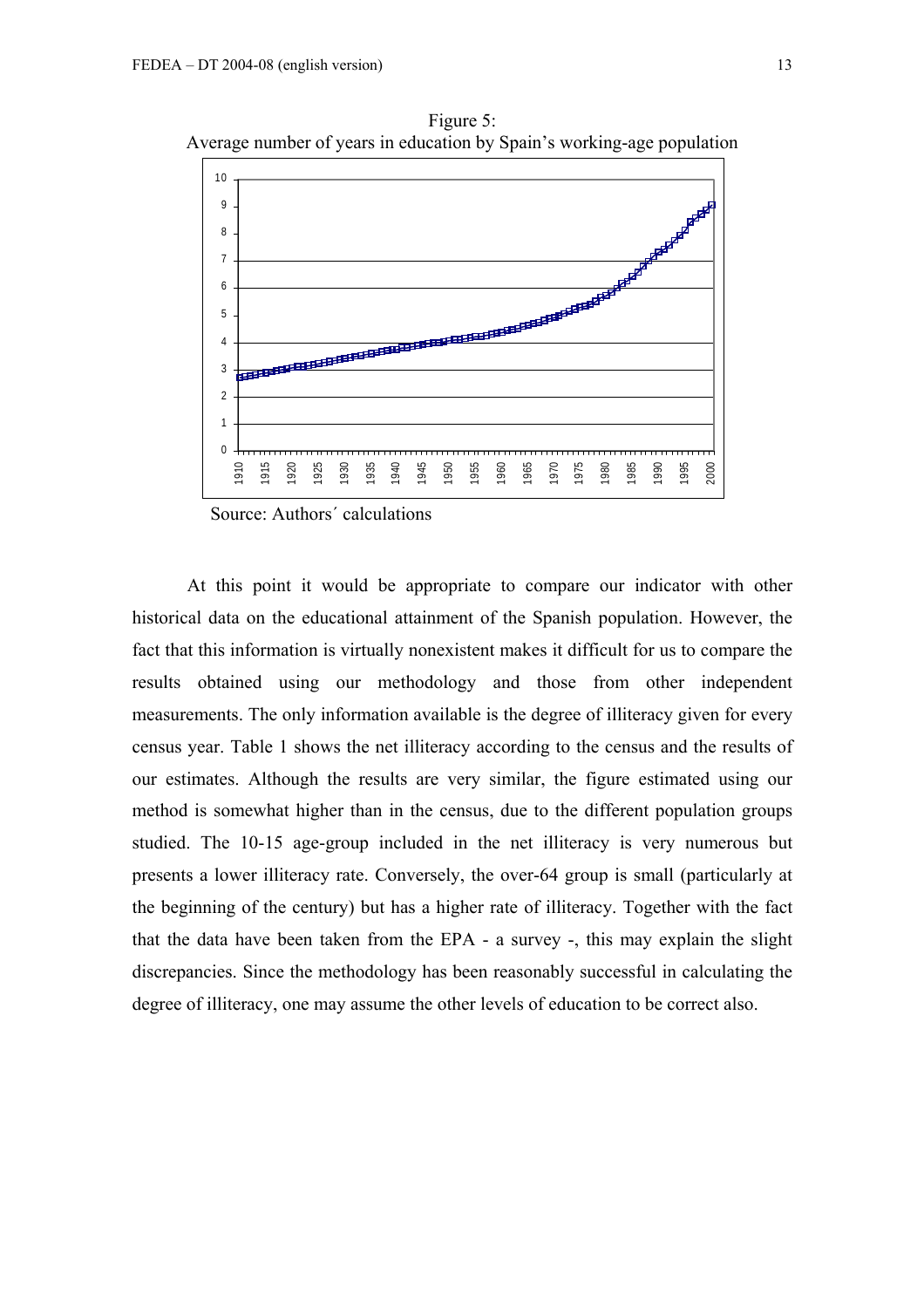Figure 5:
Average number of years in education by Spain's working-age population

Source: Authors´ calculations

At this point it would be appropriate to compare our indicator with other historical data on the educational attainment of the Spanish population. However, the fact that this information is virtually nonexistent makes it difficult for us to compare the results obtained using our methodology and those from other independent measurements. The only information available is the degree of illiteracy given for every census year. Table 1 shows the net illiteracy according to the census and the results of our estimates. Although the results are very similar, the figure estimated using our method is somewhat higher than in the census, due to the different population groups studied. The 10-15 age-group included in the net illiteracy is very numerous but presents a lower illiteracy rate. Conversely, the over-64 group is small (particularly at the beginning of the century) but has a higher rate of illiteracy. Together with the fact that the data have been taken from the EPA - a survey -, this may explain the slight discrepancies. Since the methodology has been reasonably successful in calculating the degree of illiteracy, one may assume the other levels of education to be correct also.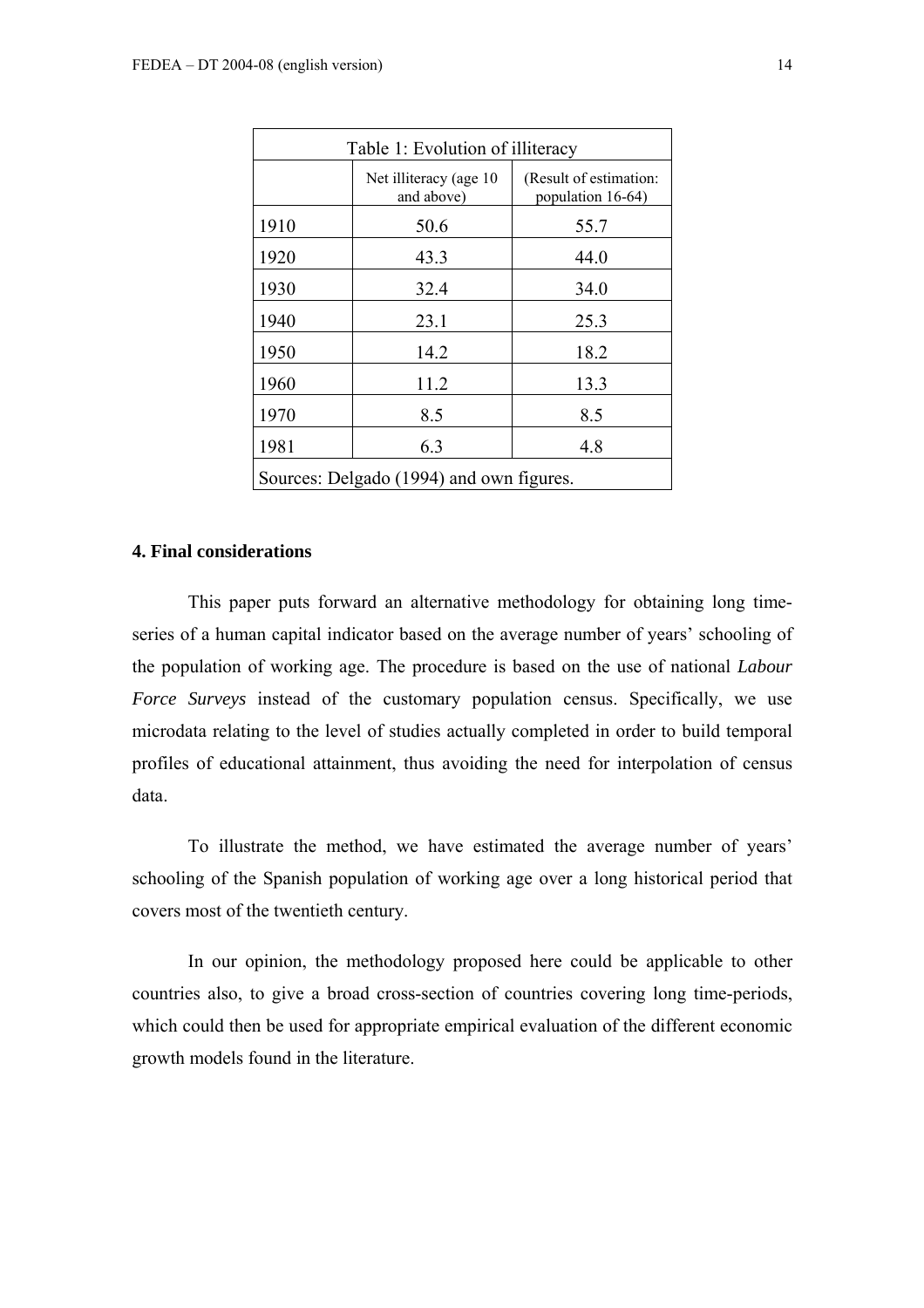| Table 1: Evolution of illiteracy | | |
|---|---|---|
| | Net illiteracy (age 10 and above) | (Result of estimation: population 16-64) |
| 1910 | 50.6 | 55.7 |
| 1920 | 43.3 | 44.0 |
| 1930 | 32.4 | 34.0 |
| 1940 | 23.1 | 25.3 |
| 1950 | 14.2 | 18.2 |
| 1960 | 11.2 | 13.3 |
| 1970 | 8.5 | 8.5 |
| 1981 | 6.3 | 4.8 |
| Sources: Delgado (1994) and own figures. | | |

**4. Final considerations**

This paper puts forward an alternative methodology for obtaining long time-series of a human capital indicator based on the average number of years' schooling of the population of working age. The procedure is based on the use of national *Labour Force Surveys* instead of the customary population census. Specifically, we use microdata relating to the level of studies actually completed in order to build temporal profiles of educational attainment, thus avoiding the need for interpolation of census data.

To illustrate the method, we have estimated the average number of years' schooling of the Spanish population of working age over a long historical period that covers most of the twentieth century.

In our opinion, the methodology proposed here could be applicable to other countries also, to give a broad cross-section of countries covering long time-periods, which could then be used for appropriate empirical evaluation of the different economic growth models found in the literature.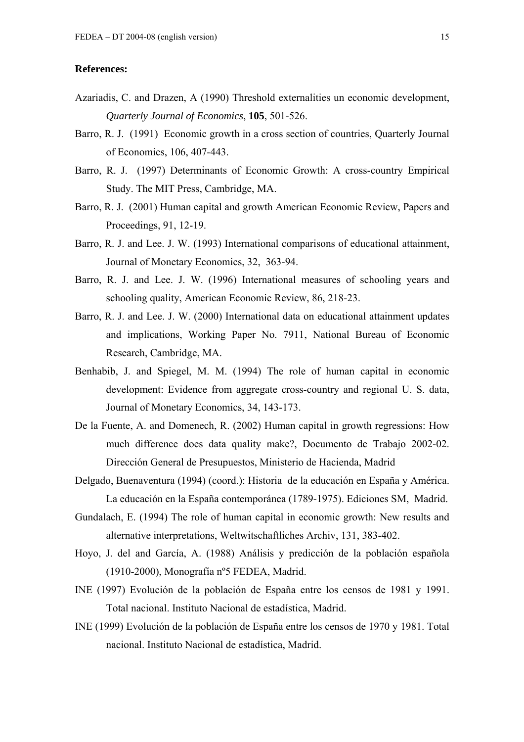**References:**

Azariadis, C. and Drazen, A (1990) Threshold externalities un economic development, *Quarterly Journal of Economics*, **105**, 501-526.

Barro, R. J. (1991) Economic growth in a cross section of countries, Quarterly Journal of Economics, 106, 407-443.

Barro, R. J. (1997) Determinants of Economic Growth: A cross-country Empirical Study. The MIT Press, Cambridge, MA.

Barro, R. J. (2001) Human capital and growth American Economic Review, Papers and Proceedings, 91, 12-19.

Barro, R. J. and Lee. J. W. (1993) International comparisons of educational attainment, Journal of Monetary Economics, 32, 363-94.

Barro, R. J. and Lee. J. W. (1996) International measures of schooling years and schooling quality, American Economic Review, 86, 218-23.

Barro, R. J. and Lee. J. W. (2000) International data on educational attainment updates and implications, Working Paper No. 7911, National Bureau of Economic Research, Cambridge, MA.

Benhabib, J. and Spiegel, M. M. (1994) The role of human capital in economic development: Evidence from aggregate cross-country and regional U. S. data, Journal of Monetary Economics, 34, 143-173.

De la Fuente, A. and Domenech, R. (2002) Human capital in growth regressions: How much difference does data quality make?, Documento de Trabajo 2002-02. Dirección General de Presupuestos, Ministerio de Hacienda, Madrid

Delgado, Buenaventura (1994) (coord.): Historia de la educación en España y América. La educación en la España contemporánea (1789-1975). Ediciones SM, Madrid.

Gundalach, E. (1994) The role of human capital in economic growth: New results and alternative interpretations, Weltwitschaftliches Archiv, 131, 383-402.

Hoyo, J. del and García, A. (1988) Análisis y predicción de la población española (1910-2000), Monografía nº5 FEDEA, Madrid.

INE (1997) Evolución de la población de España entre los censos de 1981 y 1991. Total nacional. Instituto Nacional de estadística, Madrid.

INE (1999) Evolución de la población de España entre los censos de 1970 y 1981. Total nacional. Instituto Nacional de estadística, Madrid.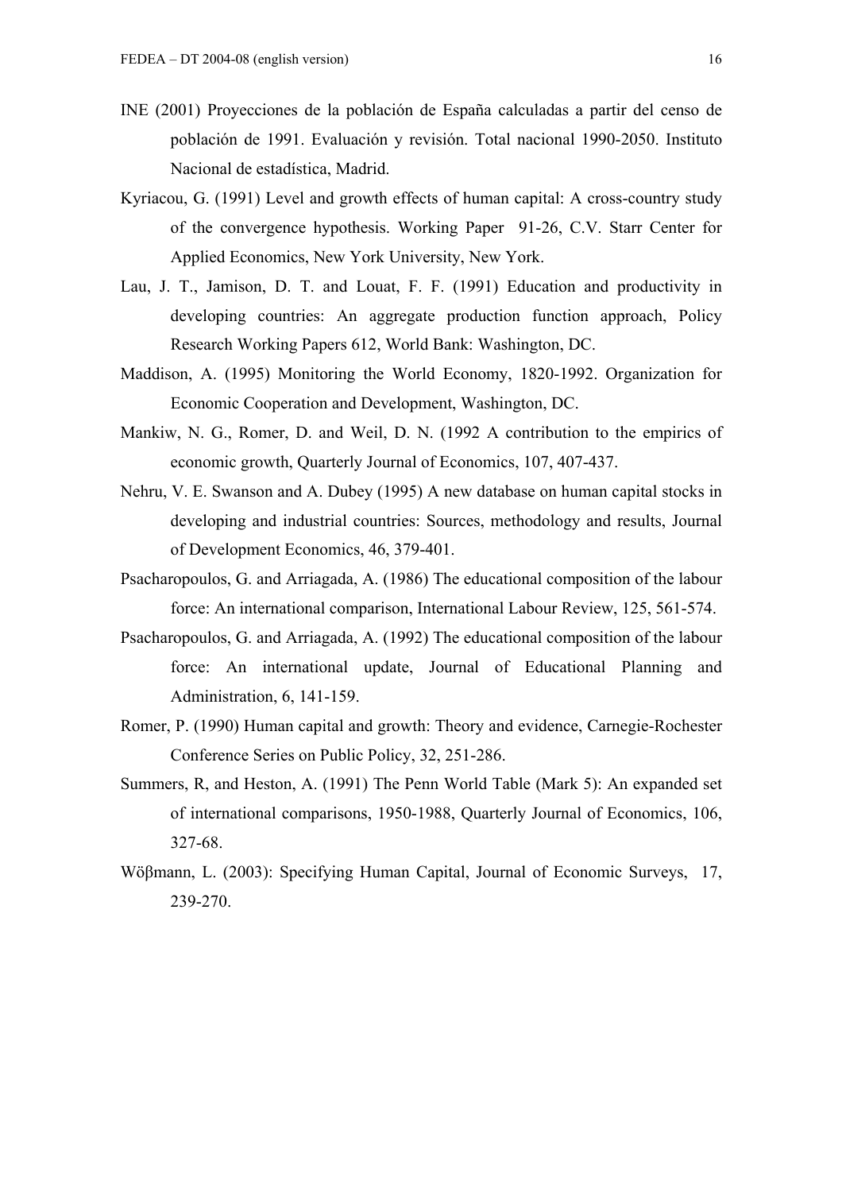INE (2001) Proyecciones de la población de España calculadas a partir del censo de población de 1991. Evaluación y revisión. Total nacional 1990-2050. Instituto Nacional de estadística, Madrid.

Kyriacou, G. (1991) Level and growth effects of human capital: A cross-country study of the convergence hypothesis. Working Paper 91-26, C.V. Starr Center for Applied Economics, New York University, New York.

Lau, J. T., Jamison, D. T. and Louat, F. F. (1991) Education and productivity in developing countries: An aggregate production function approach, Policy Research Working Papers 612, World Bank: Washington, DC.

Maddison, A. (1995) Monitoring the World Economy, 1820-1992. Organization for Economic Cooperation and Development, Washington, DC.

Mankiw, N. G., Romer, D. and Weil, D. N. (1992 A contribution to the empirics of economic growth, Quarterly Journal of Economics, 107, 407-437.

Nehru, V. E. Swanson and A. Dubey (1995) A new database on human capital stocks in developing and industrial countries: Sources, methodology and results, Journal of Development Economics, 46, 379-401.

Psacharopoulos, G. and Arriagada, A. (1986) The educational composition of the labour force: An international comparison, International Labour Review, 125, 561-574.

Psacharopoulos, G. and Arriagada, A. (1992) The educational composition of the labour force: An international update, Journal of Educational Planning and Administration, 6, 141-159.

Romer, P. (1990) Human capital and growth: Theory and evidence, Carnegie-Rochester Conference Series on Public Policy, 32, 251-286.

Summers, R, and Heston, A. (1991) The Penn World Table (Mark 5): An expanded set of international comparisons, 1950-1988, Quarterly Journal of Economics, 106, 327-68.

Wößmann, L. (2003): Specifying Human Capital, Journal of Economic Surveys, 17, 239-270.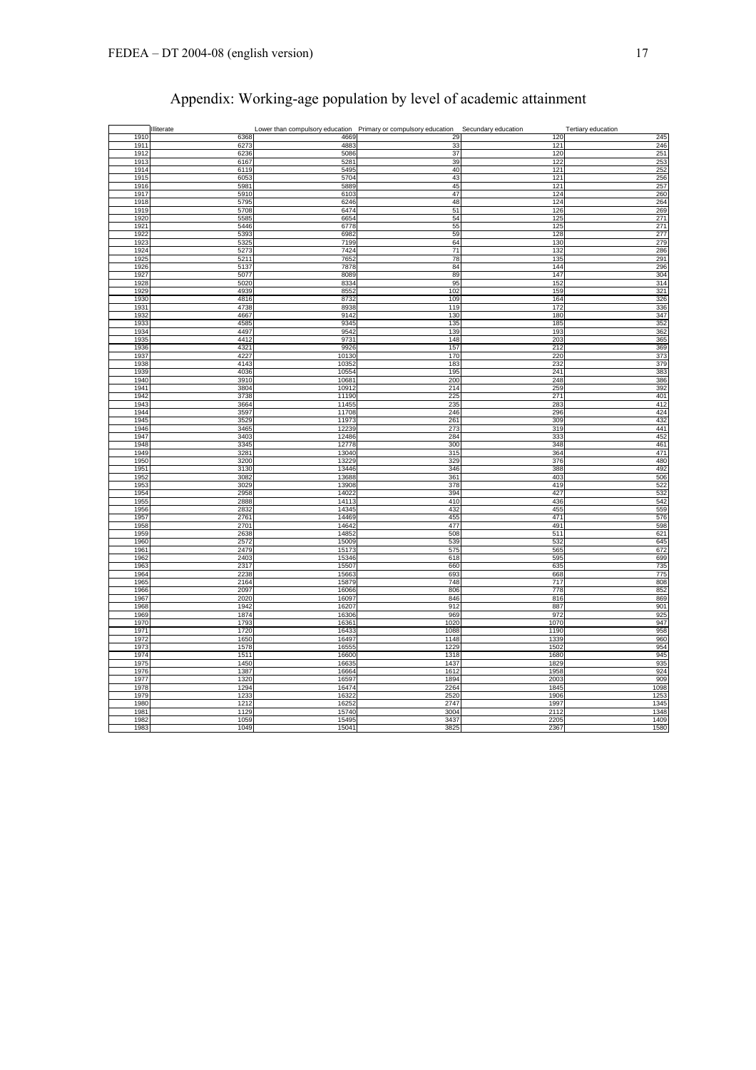# Appendix: Working-age population by level of academic attainment

| | Illiterate | Lower than compulsory education | Primary or compulsory education | Secundary education | Tertiary education |
|---|---|---|---|---|---|
| 1910 | 6368 | 4669 | 29 | 120 | 245 |
| 1911 | 6273 | 4883 | 33 | 121 | 246 |
| 1912 | 6236 | 5086 | 37 | 120 | 251 |
| 1913 | 6167 | 5281 | 39 | 122 | 253 |
| 1914 | 6119 | 5495 | 40 | 121 | 252 |
| 1915 | 6053 | 5704 | 43 | 121 | 256 |
| 1916 | 5981 | 5889 | 45 | 121 | 257 |
| 1917 | 5910 | 6103 | 47 | 124 | 260 |
| 1918 | 5795 | 6246 | 48 | 124 | 264 |
| 1919 | 5708 | 6474 | 51 | 126 | 269 |
| 1920 | 5585 | 6654 | 54 | 125 | 271 |
| 1921 | 5446 | 6778 | 55 | 125 | 271 |
| 1922 | 5393 | 6982 | 59 | 128 | 277 |
| 1923 | 5325 | 7199 | 64 | 130 | 279 |
| 1924 | 5273 | 7424 | 71 | 132 | 286 |
| 1925 | 5211 | 7652 | 78 | 135 | 291 |
| 1926 | 5137 | 7878 | 84 | 144 | 296 |
| 1927 | 5077 | 8089 | 89 | 147 | 304 |
| 1928 | 5020 | 8334 | 95 | 152 | 314 |
| 1929 | 4939 | 8552 | 102 | 159 | 321 |
| 1930 | 4816 | 8732 | 109 | 164 | 326 |
| 1931 | 4738 | 8938 | 119 | 172 | 336 |
| 1932 | 4667 | 9142 | 130 | 180 | 347 |
| 1933 | 4585 | 9345 | 135 | 185 | 352 |
| 1934 | 4497 | 9542 | 139 | 193 | 362 |
| 1935 | 4412 | 9731 | 148 | 203 | 365 |
| 1936 | 4321 | 9926 | 157 | 212 | 369 |
| 1937 | 4227 | 10130 | 170 | 220 | 373 |
| 1938 | 4143 | 10352 | 183 | 232 | 379 |
| 1939 | 4036 | 10554 | 195 | 241 | 383 |
| 1940 | 3910 | 10681 | 200 | 248 | 386 |
| 1941 | 3804 | 10912 | 214 | 259 | 392 |
| 1942 | 3738 | 11190 | 225 | 271 | 401 |
| 1943 | 3664 | 11455 | 235 | 283 | 412 |
| 1944 | 3597 | 11708 | 246 | 296 | 424 |
| 1945 | 3529 | 11973 | 261 | 309 | 432 |
| 1946 | 3465 | 12239 | 273 | 319 | 441 |
| 1947 | 3403 | 12486 | 284 | 333 | 452 |
| 1948 | 3345 | 12778 | 300 | 348 | 461 |
| 1949 | 3281 | 13040 | 315 | 364 | 471 |
| 1950 | 3200 | 13229 | 329 | 376 | 480 |
| 1951 | 3130 | 13446 | 346 | 388 | 492 |
| 1952 | 3082 | 13688 | 361 | 403 | 506 |
| 1953 | 3029 | 13908 | 378 | 419 | 522 |
| 1954 | 2958 | 14022 | 394 | 427 | 532 |
| 1955 | 2888 | 14113 | 410 | 436 | 542 |
| 1956 | 2832 | 14345 | 432 | 455 | 559 |
| 1957 | 2761 | 14469 | 455 | 471 | 576 |
| 1958 | 2701 | 14642 | 477 | 491 | 598 |
| 1959 | 2638 | 14852 | 508 | 511 | 621 |
| 1960 | 2572 | 15009 | 539 | 532 | 645 |
| 1961 | 2479 | 15173 | 575 | 565 | 672 |
| 1962 | 2403 | 15346 | 618 | 595 | 699 |
| 1963 | 2317 | 15507 | 660 | 635 | 735 |
| 1964 | 2238 | 15663 | 693 | 668 | 775 |
| 1965 | 2164 | 15879 | 748 | 717 | 808 |
| 1966 | 2097 | 16066 | 806 | 778 | 852 |
| 1967 | 2020 | 16097 | 846 | 816 | 869 |
| 1968 | 1942 | 16207 | 912 | 887 | 901 |
| 1969 | 1874 | 16306 | 969 | 972 | 925 |
| 1970 | 1793 | 16361 | 1020 | 1070 | 947 |
| 1971 | 1720 | 16433 | 1088 | 1190 | 958 |
| 1972 | 1650 | 16497 | 1148 | 1339 | 960 |
| 1973 | 1578 | 16555 | 1229 | 1502 | 954 |
| 1974 | 1511 | 16600 | 1318 | 1680 | 945 |
| 1975 | 1450 | 16635 | 1437 | 1829 | 935 |
| 1976 | 1387 | 16664 | 1612 | 1958 | 924 |
| 1977 | 1320 | 16597 | 1894 | 2003 | 909 |
| 1978 | 1294 | 16474 | 2264 | 1845 | 1098 |
| 1979 | 1233 | 16322 | 2520 | 1906 | 1253 |
| 1980 | 1212 | 16252 | 2747 | 1997 | 1345 |
| 1981 | 1129 | 15740 | 3004 | 2112 | 1348 |
| 1982 | 1059 | 15495 | 3437 | 2205 | 1409 |
| 1983 | 1049 | 15041 | 3825 | 2367 | 1580 |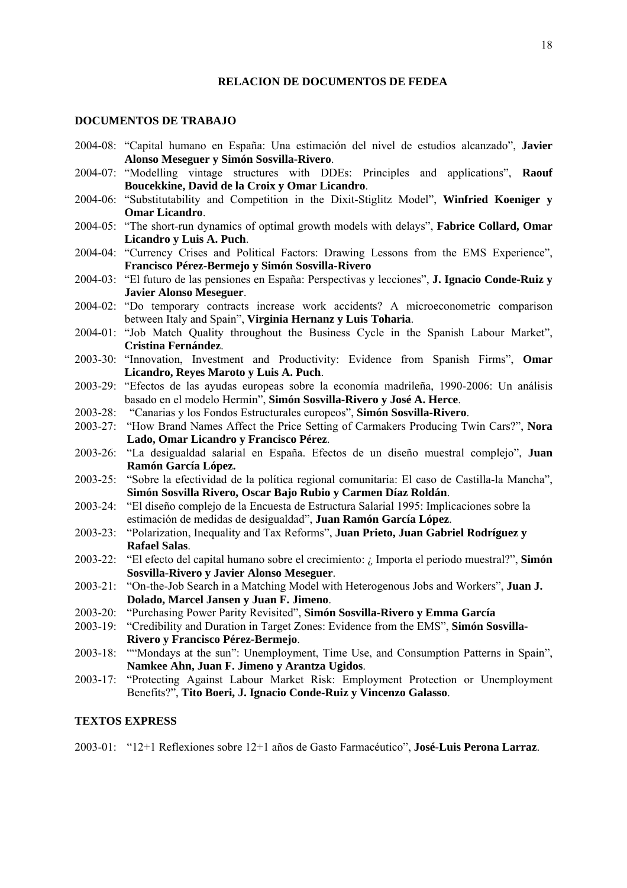### RELACION DE DOCUMENTOS DE FEDEA

#### DOCUMENTOS DE TRABAJO

2004-08: "Capital humano en España: Una estimación del nivel de estudios alcanzado", **Javier Alonso Meseguer y Simón Sosvilla-Rivero**.

2004-07: "Modelling vintage structures with DDEs: Principles and applications", **Raouf Boucekkine, David de la Croix y Omar Licandro**.

2004-06: "Substitutability and Competition in the Dixit-Stiglitz Model", **Winfried Koeniger y Omar Licandro**.

2004-05: "The short-run dynamics of optimal growth models with delays", **Fabrice Collard, Omar Licandro y Luis A. Puch**.

2004-04: "Currency Crises and Political Factors: Drawing Lessons from the EMS Experience", **Francisco Pérez-Bermejo y Simón Sosvilla-Rivero**

2004-03: "El futuro de las pensiones en España: Perspectivas y lecciones", **J. Ignacio Conde-Ruiz y Javier Alonso Meseguer**.

2004-02: "Do temporary contracts increase work accidents? A microeconometric comparison between Italy and Spain", **Virginia Hernanz y Luis Toharia**.

2004-01: "Job Match Quality throughout the Business Cycle in the Spanish Labour Market", **Cristina Fernández**.

2003-30: "Innovation, Investment and Productivity: Evidence from Spanish Firms", **Omar Licandro, Reyes Maroto y Luis A. Puch**.

2003-29: "Efectos de las ayudas europeas sobre la economía madrileña, 1990-2006: Un análisis basado en el modelo Hermin", **Simón Sosvilla-Rivero y José A. Herce**.

2003-28: "Canarias y los Fondos Estructurales europeos", **Simón Sosvilla-Rivero**.

2003-27: "How Brand Names Affect the Price Setting of Carmakers Producing Twin Cars?", **Nora Lado, Omar Licandro y Francisco Pérez**.

2003-26: "La desigualdad salarial en España. Efectos de un diseño muestral complejo", **Juan Ramón García López.**

2003-25: "Sobre la efectividad de la política regional comunitaria: El caso de Castilla-la Mancha", **Simón Sosvilla Rivero, Oscar Bajo Rubio y Carmen Díaz Roldán**.

2003-24: "El diseño complejo de la Encuesta de Estructura Salarial 1995: Implicaciones sobre la estimación de medidas de desigualdad", **Juan Ramón García López**.

2003-23: "Polarization, Inequality and Tax Reforms", **Juan Prieto, Juan Gabriel Rodríguez y Rafael Salas**.

2003-22: "El efecto del capital humano sobre el crecimiento: ¿ Importa el periodo muestral?", **Simón Sosvilla-Rivero y Javier Alonso Meseguer**.

2003-21: "On-the-Job Search in a Matching Model with Heterogenous Jobs and Workers", **Juan J. Dolado, Marcel Jansen y Juan F. Jimeno**.

2003-20: "Purchasing Power Parity Revisited", **Simón Sosvilla-Rivero y Emma García**

2003-19: "Credibility and Duration in Target Zones: Evidence from the EMS", **Simón Sosvilla-Rivero y Francisco Pérez-Bermejo**.

2003-18: ""Mondays at the sun": Unemployment, Time Use, and Consumption Patterns in Spain", **Namkee Ahn, Juan F. Jimeno y Arantza Ugidos**.

2003-17: "Protecting Against Labour Market Risk: Employment Protection or Unemployment Benefits?", **Tito Boeri, J. Ignacio Conde-Ruiz y Vincenzo Galasso**.

#### TEXTOS EXPRESS

2003-01: "12+1 Reflexiones sobre 12+1 años de Gasto Farmacéutico", **José-Luis Perona Larraz**.